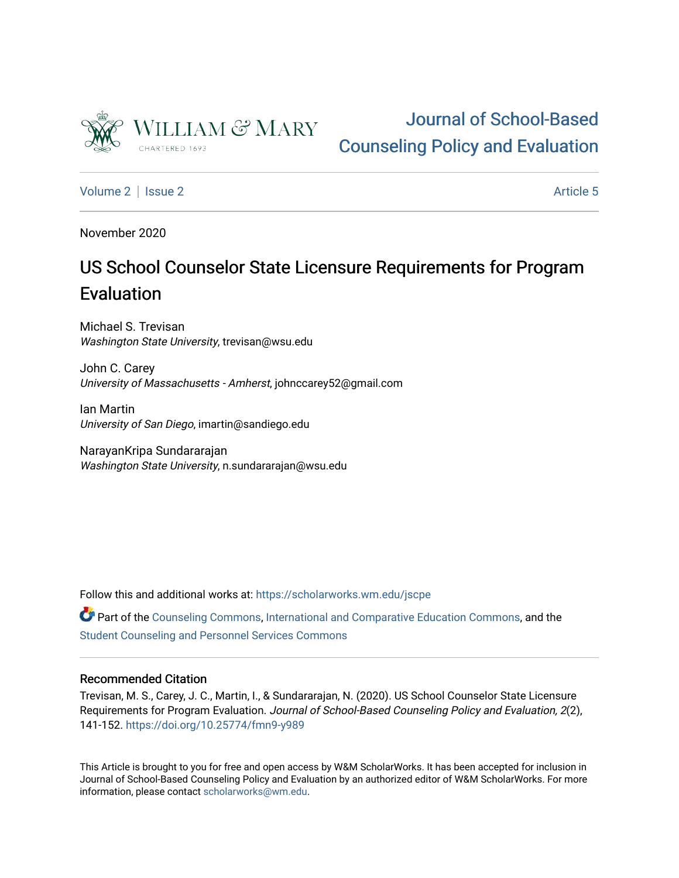# Journal of School-Based Counseling Policy and Evaluation

Volume 2 | Issue 2 | Article 5

November 2020

## US School Counselor State Licensure Requirements for Program Evaluation

Michael S. Trevisan
*Washington State University*, trevisan@wsu.edu

John C. Carey
*University of Massachusetts - Amherst*, johnccarey52@gmail.com

Ian Martin
*University of San Diego*, imartin@sandiego.edu

NarayanKripa Sundararajan
*Washington State University*, n.sundararajan@wsu.edu

Follow this and additional works at: https://scholarworks.wm.edu/jscpe

Part of the Counseling Commons, International and Comparative Education Commons, and the Student Counseling and Personnel Services Commons

### Recommended Citation

Trevisan, M. S., Carey, J. C., Martin, I., & Sundararajan, N. (2020). US School Counselor State Licensure Requirements for Program Evaluation. *Journal of School-Based Counseling Policy and Evaluation, 2*(2), 141-152. https://doi.org/10.25774/fmn9-y989

This Article is brought to you for free and open access by W&M ScholarWorks. It has been accepted for inclusion in Journal of School-Based Counseling Policy and Evaluation by an authorized editor of W&M ScholarWorks. For more information, please contact scholarworks@wm.edu.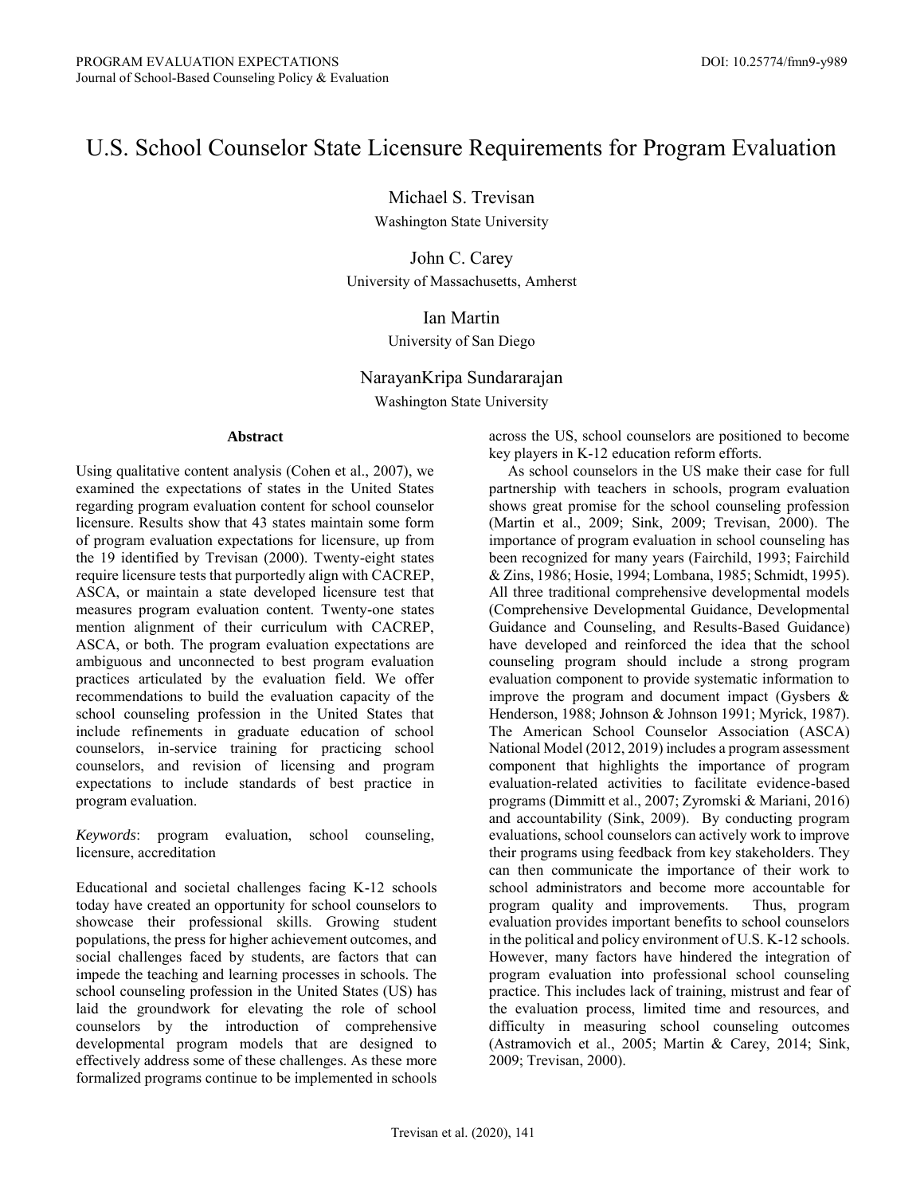# U.S. School Counselor State Licensure Requirements for Program Evaluation

Michael S. Trevisan
Washington State University

John C. Carey
University of Massachusetts, Amherst

Ian Martin
University of San Diego

NarayanKripa Sundararajan
Washington State University

## Abstract

Using qualitative content analysis (Cohen et al., 2007), we examined the expectations of states in the United States regarding program evaluation content for school counselor licensure. Results show that 43 states maintain some form of program evaluation expectations for licensure, up from the 19 identified by Trevisan (2000). Twenty-eight states require licensure tests that purportedly align with CACREP, ASCA, or maintain a state developed licensure test that measures program evaluation content. Twenty-one states mention alignment of their curriculum with CACREP, ASCA, or both. The program evaluation expectations are ambiguous and unconnected to best program evaluation practices articulated by the evaluation field. We offer recommendations to build the evaluation capacity of the school counseling profession in the United States that include refinements in graduate education of school counselors, in-service training for practicing school counselors, and revision of licensing and program expectations to include standards of best practice in program evaluation.

*Keywords*: program evaluation, school counseling, licensure, accreditation

Educational and societal challenges facing K-12 schools today have created an opportunity for school counselors to showcase their professional skills. Growing student populations, the press for higher achievement outcomes, and social challenges faced by students, are factors that can impede the teaching and learning processes in schools. The school counseling profession in the United States (US) has laid the groundwork for elevating the role of school counselors by the introduction of comprehensive developmental program models that are designed to effectively address some of these challenges. As these more formalized programs continue to be implemented in schools across the US, school counselors are positioned to become key players in K-12 education reform efforts.

As school counselors in the US make their case for full partnership with teachers in schools, program evaluation shows great promise for the school counseling profession (Martin et al., 2009; Sink, 2009; Trevisan, 2000). The importance of program evaluation in school counseling has been recognized for many years (Fairchild, 1993; Fairchild & Zins, 1986; Hosie, 1994; Lombana, 1985; Schmidt, 1995). All three traditional comprehensive developmental models (Comprehensive Developmental Guidance, Developmental Guidance and Counseling, and Results-Based Guidance) have developed and reinforced the idea that the school counseling program should include a strong program evaluation component to provide systematic information to improve the program and document impact (Gysbers & Henderson, 1988; Johnson & Johnson 1991; Myrick, 1987). The American School Counselor Association (ASCA) National Model (2012, 2019) includes a program assessment component that highlights the importance of program evaluation-related activities to facilitate evidence-based programs (Dimmitt et al., 2007; Zyromski & Mariani, 2016) and accountability (Sink, 2009). By conducting program evaluations, school counselors can actively work to improve their programs using feedback from key stakeholders. They can then communicate the importance of their work to school administrators and become more accountable for program quality and improvements. Thus, program evaluation provides important benefits to school counselors in the political and policy environment of U.S. K-12 schools. However, many factors have hindered the integration of program evaluation into professional school counseling practice. This includes lack of training, mistrust and fear of the evaluation process, limited time and resources, and difficulty in measuring school counseling outcomes (Astramovich et al., 2005; Martin & Carey, 2014; Sink, 2009; Trevisan, 2000).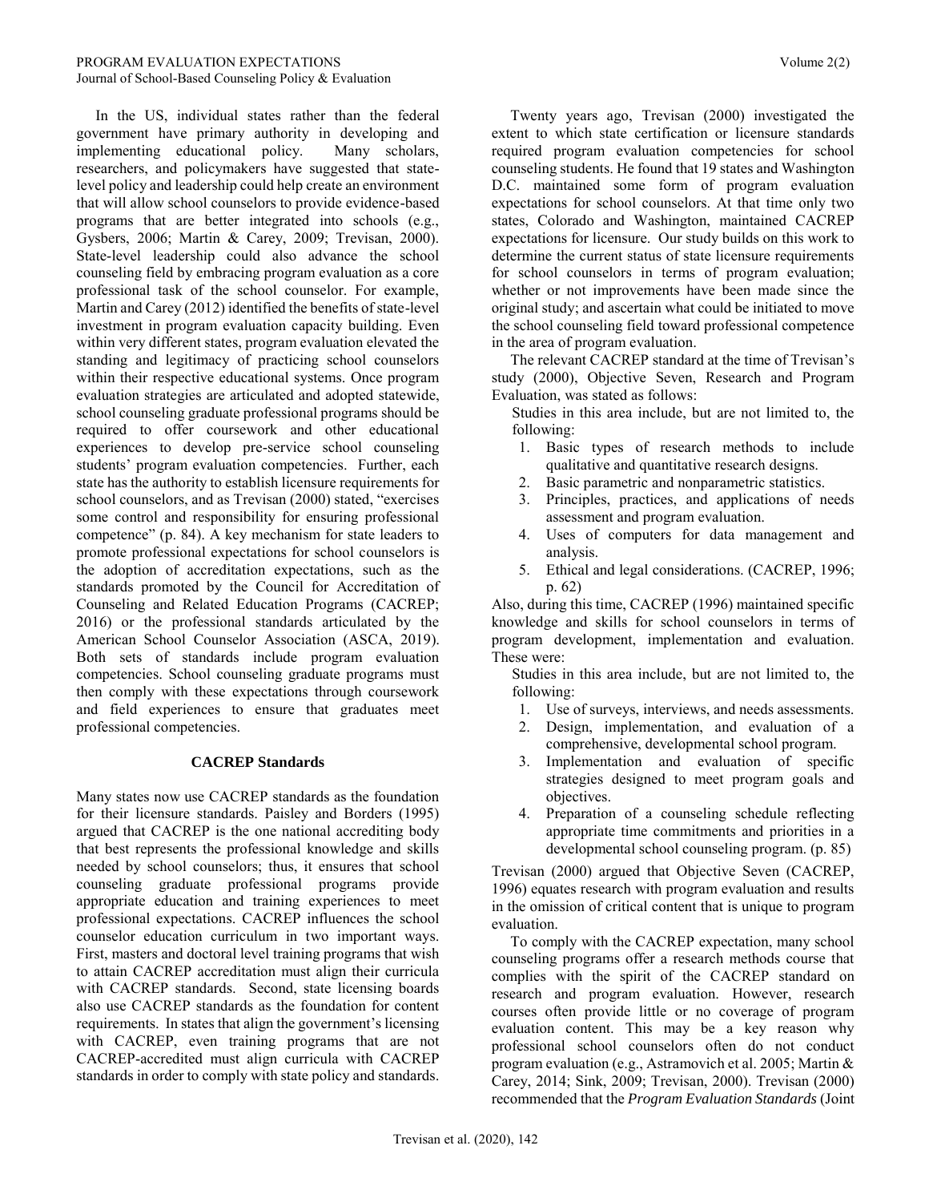In the US, individual states rather than the federal government have primary authority in developing and implementing educational policy. Many scholars, researchers, and policymakers have suggested that state-level policy and leadership could help create an environment that will allow school counselors to provide evidence-based programs that are better integrated into schools (e.g., Gysbers, 2006; Martin & Carey, 2009; Trevisan, 2000). State-level leadership could also advance the school counseling field by embracing program evaluation as a core professional task of the school counselor. For example, Martin and Carey (2012) identified the benefits of state-level investment in program evaluation capacity building. Even within very different states, program evaluation elevated the standing and legitimacy of practicing school counselors within their respective educational systems. Once program evaluation strategies are articulated and adopted statewide, school counseling graduate professional programs should be required to offer coursework and other educational experiences to develop pre-service school counseling students' program evaluation competencies. Further, each state has the authority to establish licensure requirements for school counselors, and as Trevisan (2000) stated, "exercises some control and responsibility for ensuring professional competence" (p. 84). A key mechanism for state leaders to promote professional expectations for school counselors is the adoption of accreditation expectations, such as the standards promoted by the Council for Accreditation of Counseling and Related Education Programs (CACREP; 2016) or the professional standards articulated by the American School Counselor Association (ASCA, 2019). Both sets of standards include program evaluation competencies. School counseling graduate programs must then comply with these expectations through coursework and field experiences to ensure that graduates meet professional competencies.

## CACREP Standards

Many states now use CACREP standards as the foundation for their licensure standards. Paisley and Borders (1995) argued that CACREP is the one national accrediting body that best represents the professional knowledge and skills needed by school counselors; thus, it ensures that school counseling graduate professional programs provide appropriate education and training experiences to meet professional expectations. CACREP influences the school counselor education curriculum in two important ways. First, masters and doctoral level training programs that wish to attain CACREP accreditation must align their curricula with CACREP standards. Second, state licensing boards also use CACREP standards as the foundation for content requirements. In states that align the government's licensing with CACREP, even training programs that are not CACREP-accredited must align curricula with CACREP standards in order to comply with state policy and standards.

Twenty years ago, Trevisan (2000) investigated the extent to which state certification or licensure standards required program evaluation competencies for school counseling students. He found that 19 states and Washington D.C. maintained some form of program evaluation expectations for school counselors. At that time only two states, Colorado and Washington, maintained CACREP expectations for licensure. Our study builds on this work to determine the current status of state licensure requirements for school counselors in terms of program evaluation; whether or not improvements have been made since the original study; and ascertain what could be initiated to move the school counseling field toward professional competence in the area of program evaluation.

The relevant CACREP standard at the time of Trevisan's study (2000), Objective Seven, Research and Program Evaluation, was stated as follows:

> Studies in this area include, but are not limited to, the following:
>
> 1. Basic types of research methods to include qualitative and quantitative research designs.
> 2. Basic parametric and nonparametric statistics.
> 3. Principles, practices, and applications of needs assessment and program evaluation.
> 4. Uses of computers for data management and analysis.
> 5. Ethical and legal considerations. (CACREP, 1996; p. 62)

Also, during this time, CACREP (1996) maintained specific knowledge and skills for school counselors in terms of program development, implementation and evaluation. These were:

> Studies in this area include, but are not limited to, the following:
>
> 1. Use of surveys, interviews, and needs assessments.
> 2. Design, implementation, and evaluation of a comprehensive, developmental school program.
> 3. Implementation and evaluation of specific strategies designed to meet program goals and objectives.
> 4. Preparation of a counseling schedule reflecting appropriate time commitments and priorities in a developmental school counseling program. (p. 85)

Trevisan (2000) argued that Objective Seven (CACREP, 1996) equates research with program evaluation and results in the omission of critical content that is unique to program evaluation.

To comply with the CACREP expectation, many school counseling programs offer a research methods course that complies with the spirit of the CACREP standard on research and program evaluation. However, research courses often provide little or no coverage of program evaluation content. This may be a key reason why professional school counselors often do not conduct program evaluation (e.g., Astramovich et al. 2005; Martin & Carey, 2014; Sink, 2009; Trevisan, 2000). Trevisan (2000) recommended that the *Program Evaluation Standards* (Joint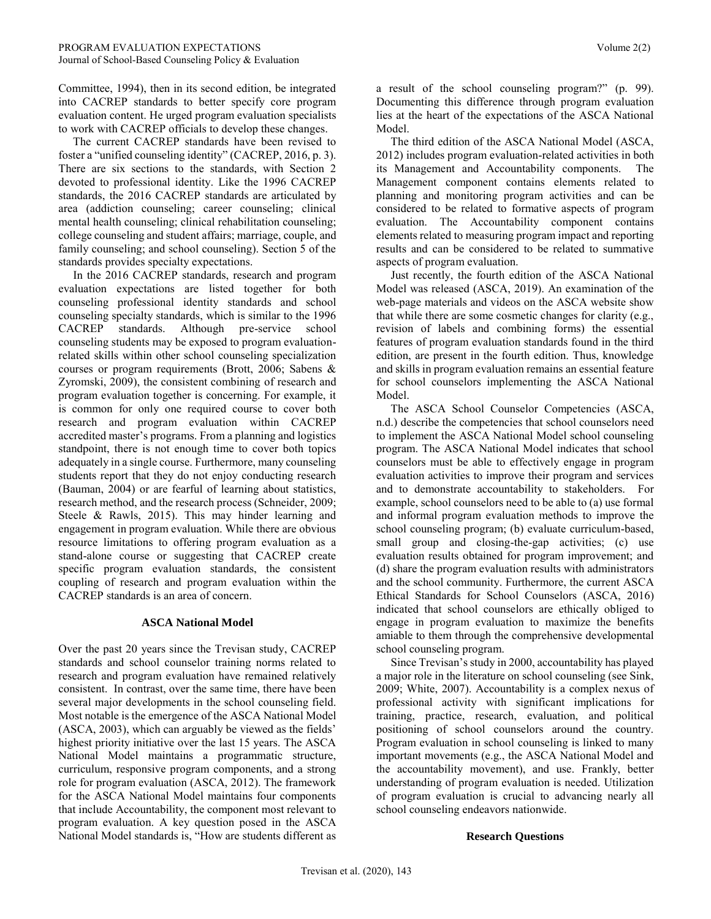Committee, 1994), then in its second edition, be integrated into CACREP standards to better specify core program evaluation content. He urged program evaluation specialists to work with CACREP officials to develop these changes.

The current CACREP standards have been revised to foster a "unified counseling identity" (CACREP, 2016, p. 3). There are six sections to the standards, with Section 2 devoted to professional identity. Like the 1996 CACREP standards, the 2016 CACREP standards are articulated by area (addiction counseling; career counseling; clinical mental health counseling; clinical rehabilitation counseling; college counseling and student affairs; marriage, couple, and family counseling; and school counseling). Section 5 of the standards provides specialty expectations.

In the 2016 CACREP standards, research and program evaluation expectations are listed together for both counseling professional identity standards and school counseling specialty standards, which is similar to the 1996 CACREP standards. Although pre-service school counseling students may be exposed to program evaluation-related skills within other school counseling specialization courses or program requirements (Brott, 2006; Sabens & Zyromski, 2009), the consistent combining of research and program evaluation together is concerning. For example, it is common for only one required course to cover both research and program evaluation within CACREP accredited master's programs. From a planning and logistics standpoint, there is not enough time to cover both topics adequately in a single course. Furthermore, many counseling students report that they do not enjoy conducting research (Bauman, 2004) or are fearful of learning about statistics, research method, and the research process (Schneider, 2009; Steele & Rawls, 2015). This may hinder learning and engagement in program evaluation. While there are obvious resource limitations to offering program evaluation as a stand-alone course or suggesting that CACREP create specific program evaluation standards, the consistent coupling of research and program evaluation within the CACREP standards is an area of concern.

## ASCA National Model

Over the past 20 years since the Trevisan study, CACREP standards and school counselor training norms related to research and program evaluation have remained relatively consistent. In contrast, over the same time, there have been several major developments in the school counseling field. Most notable is the emergence of the ASCA National Model (ASCA, 2003), which can arguably be viewed as the fields' highest priority initiative over the last 15 years. The ASCA National Model maintains a programmatic structure, curriculum, responsive program components, and a strong role for program evaluation (ASCA, 2012). The framework for the ASCA National Model maintains four components that include Accountability, the component most relevant to program evaluation. A key question posed in the ASCA National Model standards is, "How are students different as a result of the school counseling program?" (p. 99). Documenting this difference through program evaluation lies at the heart of the expectations of the ASCA National Model.

The third edition of the ASCA National Model (ASCA, 2012) includes program evaluation-related activities in both its Management and Accountability components. The Management component contains elements related to planning and monitoring program activities and can be considered to be related to formative aspects of program evaluation. The Accountability component contains elements related to measuring program impact and reporting results and can be considered to be related to summative aspects of program evaluation.

Just recently, the fourth edition of the ASCA National Model was released (ASCA, 2019). An examination of the web-page materials and videos on the ASCA website show that while there are some cosmetic changes for clarity (e.g., revision of labels and combining forms) the essential features of program evaluation standards found in the third edition, are present in the fourth edition. Thus, knowledge and skills in program evaluation remains an essential feature for school counselors implementing the ASCA National Model.

The ASCA School Counselor Competencies (ASCA, n.d.) describe the competencies that school counselors need to implement the ASCA National Model school counseling program. The ASCA National Model indicates that school counselors must be able to effectively engage in program evaluation activities to improve their program and services and to demonstrate accountability to stakeholders. For example, school counselors need to be able to (a) use formal and informal program evaluation methods to improve the school counseling program; (b) evaluate curriculum-based, small group and closing-the-gap activities; (c) use evaluation results obtained for program improvement; and (d) share the program evaluation results with administrators and the school community. Furthermore, the current ASCA Ethical Standards for School Counselors (ASCA, 2016) indicated that school counselors are ethically obliged to engage in program evaluation to maximize the benefits amiable to them through the comprehensive developmental school counseling program.

Since Trevisan's study in 2000, accountability has played a major role in the literature on school counseling (see Sink, 2009; White, 2007). Accountability is a complex nexus of professional activity with significant implications for training, practice, research, evaluation, and political positioning of school counselors around the country. Program evaluation in school counseling is linked to many important movements (e.g., the ASCA National Model and the accountability movement), and use. Frankly, better understanding of program evaluation is needed. Utilization of program evaluation is crucial to advancing nearly all school counseling endeavors nationwide.

## Research Questions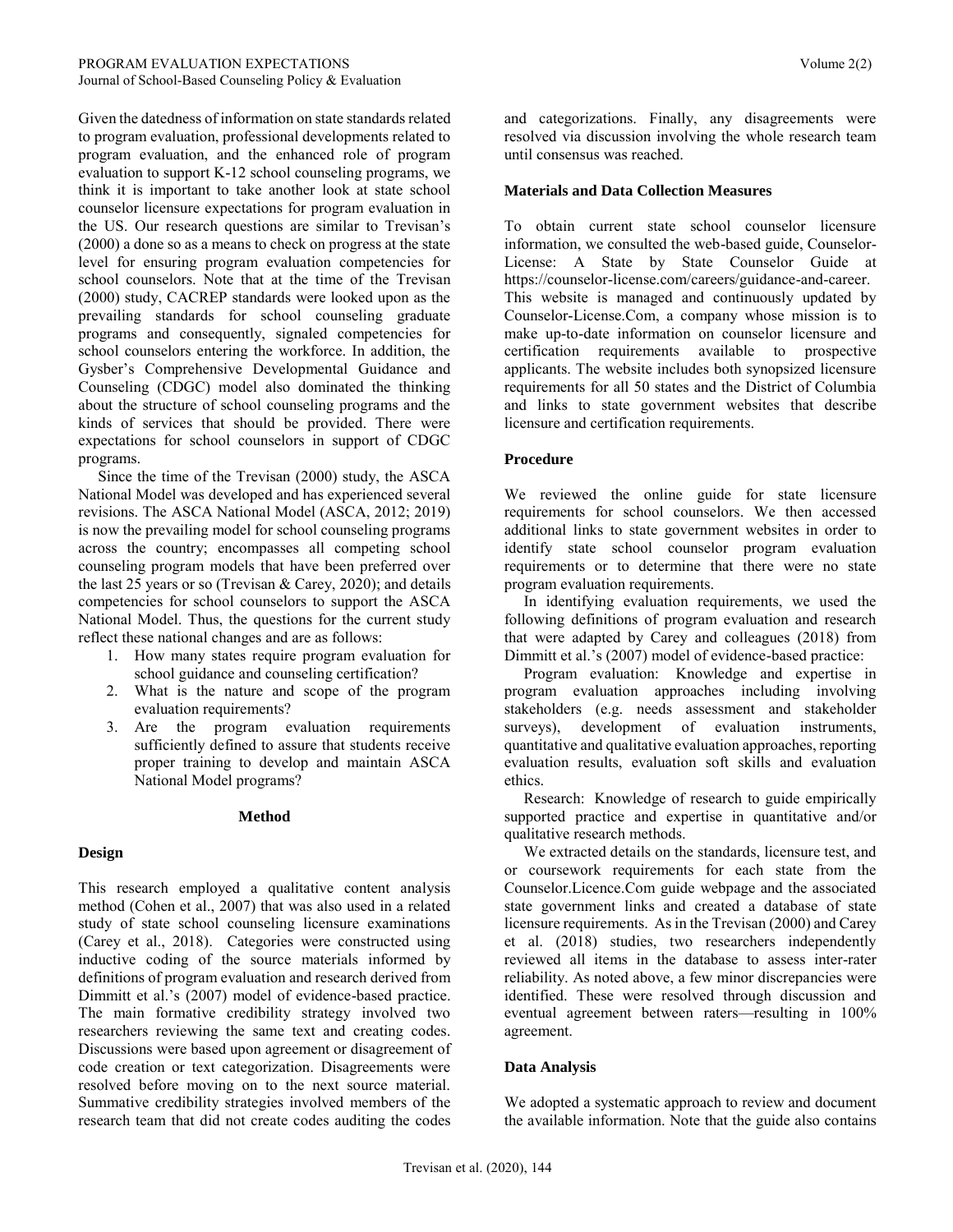Given the datedness of information on state standards related to program evaluation, professional developments related to program evaluation, and the enhanced role of program evaluation to support K-12 school counseling programs, we think it is important to take another look at state school counselor licensure expectations for program evaluation in the US. Our research questions are similar to Trevisan's (2000) a done so as a means to check on progress at the state level for ensuring program evaluation competencies for school counselors. Note that at the time of the Trevisan (2000) study, CACREP standards were looked upon as the prevailing standards for school counseling graduate programs and consequently, signaled competencies for school counselors entering the workforce. In addition, the Gysber's Comprehensive Developmental Guidance and Counseling (CDGC) model also dominated the thinking about the structure of school counseling programs and the kinds of services that should be provided. There were expectations for school counselors in support of CDGC programs.

Since the time of the Trevisan (2000) study, the ASCA National Model was developed and has experienced several revisions. The ASCA National Model (ASCA, 2012; 2019) is now the prevailing model for school counseling programs across the country; encompasses all competing school counseling program models that have been preferred over the last 25 years or so (Trevisan & Carey, 2020); and details competencies for school counselors to support the ASCA National Model. Thus, the questions for the current study reflect these national changes and are as follows:

1. How many states require program evaluation for school guidance and counseling certification?
2. What is the nature and scope of the program evaluation requirements?
3. Are the program evaluation requirements sufficiently defined to assure that students receive proper training to develop and maintain ASCA National Model programs?

## Method

### Design

This research employed a qualitative content analysis method (Cohen et al., 2007) that was also used in a related study of state school counseling licensure examinations (Carey et al., 2018). Categories were constructed using inductive coding of the source materials informed by definitions of program evaluation and research derived from Dimmitt et al.'s (2007) model of evidence-based practice. The main formative credibility strategy involved two researchers reviewing the same text and creating codes. Discussions were based upon agreement or disagreement of code creation or text categorization. Disagreements were resolved before moving on to the next source material. Summative credibility strategies involved members of the research team that did not create codes auditing the codes and categorizations. Finally, any disagreements were resolved via discussion involving the whole research team until consensus was reached.

### Materials and Data Collection Measures

To obtain current state school counselor licensure information, we consulted the web-based guide, Counselor-License: A State by State Counselor Guide at https://counselor-license.com/careers/guidance-and-career. This website is managed and continuously updated by Counselor-License.Com, a company whose mission is to make up-to-date information on counselor licensure and certification requirements available to prospective applicants. The website includes both synopsized licensure requirements for all 50 states and the District of Columbia and links to state government websites that describe licensure and certification requirements.

### Procedure

We reviewed the online guide for state licensure requirements for school counselors. We then accessed additional links to state government websites in order to identify state school counselor program evaluation requirements or to determine that there were no state program evaluation requirements.

In identifying evaluation requirements, we used the following definitions of program evaluation and research that were adapted by Carey and colleagues (2018) from Dimmitt et al.'s (2007) model of evidence-based practice:

Program evaluation: Knowledge and expertise in program evaluation approaches including involving stakeholders (e.g. needs assessment and stakeholder surveys), development of evaluation instruments, quantitative and qualitative evaluation approaches, reporting evaluation results, evaluation soft skills and evaluation ethics.

Research: Knowledge of research to guide empirically supported practice and expertise in quantitative and/or qualitative research methods.

We extracted details on the standards, licensure test, and or coursework requirements for each state from the Counselor.Licence.Com guide webpage and the associated state government links and created a database of state licensure requirements. As in the Trevisan (2000) and Carey et al. (2018) studies, two researchers independently reviewed all items in the database to assess inter-rater reliability. As noted above, a few minor discrepancies were identified. These were resolved through discussion and eventual agreement between raters—resulting in 100% agreement.

### Data Analysis

We adopted a systematic approach to review and document the available information. Note that the guide also contains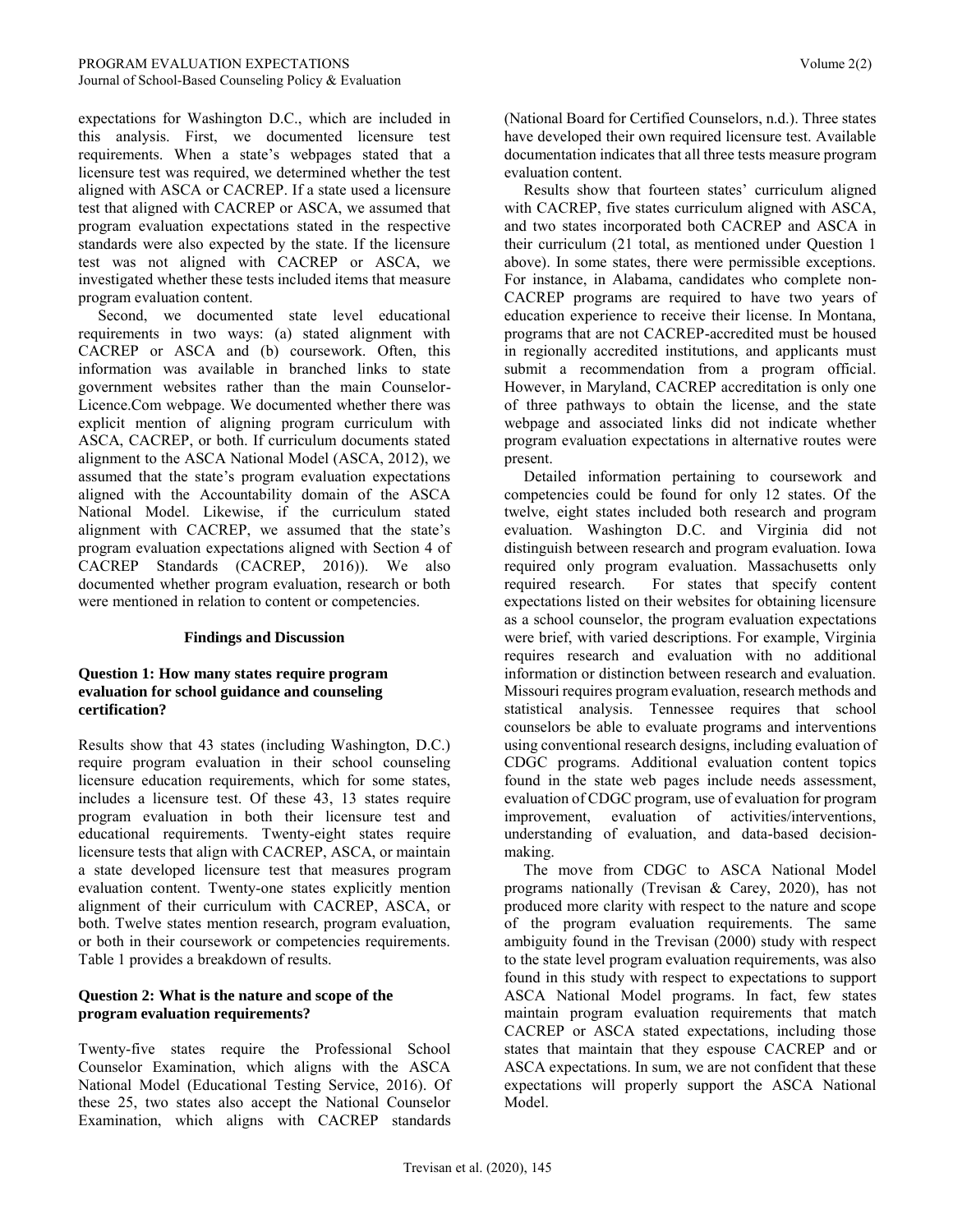expectations for Washington D.C., which are included in this analysis. First, we documented licensure test requirements. When a state's webpages stated that a licensure test was required, we determined whether the test aligned with ASCA or CACREP. If a state used a licensure test that aligned with CACREP or ASCA, we assumed that program evaluation expectations stated in the respective standards were also expected by the state. If the licensure test was not aligned with CACREP or ASCA, we investigated whether these tests included items that measure program evaluation content.

Second, we documented state level educational requirements in two ways: (a) stated alignment with CACREP or ASCA and (b) coursework. Often, this information was available in branched links to state government websites rather than the main Counselor-Licence.Com webpage. We documented whether there was explicit mention of aligning program curriculum with ASCA, CACREP, or both. If curriculum documents stated alignment to the ASCA National Model (ASCA, 2012), we assumed that the state's program evaluation expectations aligned with the Accountability domain of the ASCA National Model. Likewise, if the curriculum stated alignment with CACREP, we assumed that the state's program evaluation expectations aligned with Section 4 of CACREP Standards (CACREP, 2016)). We also documented whether program evaluation, research or both were mentioned in relation to content or competencies.

## Findings and Discussion

### Question 1: How many states require program evaluation for school guidance and counseling certification?

Results show that 43 states (including Washington, D.C.) require program evaluation in their school counseling licensure education requirements, which for some states, includes a licensure test. Of these 43, 13 states require program evaluation in both their licensure test and educational requirements. Twenty-eight states require licensure tests that align with CACREP, ASCA, or maintain a state developed licensure test that measures program evaluation content. Twenty-one states explicitly mention alignment of their curriculum with CACREP, ASCA, or both. Twelve states mention research, program evaluation, or both in their coursework or competencies requirements. Table 1 provides a breakdown of results.

### Question 2: What is the nature and scope of the program evaluation requirements?

Twenty-five states require the Professional School Counselor Examination, which aligns with the ASCA National Model (Educational Testing Service, 2016). Of these 25, two states also accept the National Counselor Examination, which aligns with CACREP standards (National Board for Certified Counselors, n.d.). Three states have developed their own required licensure test. Available documentation indicates that all three tests measure program evaluation content.

Results show that fourteen states' curriculum aligned with CACREP, five states curriculum aligned with ASCA, and two states incorporated both CACREP and ASCA in their curriculum (21 total, as mentioned under Question 1 above). In some states, there were permissible exceptions. For instance, in Alabama, candidates who complete non-CACREP programs are required to have two years of education experience to receive their license. In Montana, programs that are not CACREP-accredited must be housed in regionally accredited institutions, and applicants must submit a recommendation from a program official. However, in Maryland, CACREP accreditation is only one of three pathways to obtain the license, and the state webpage and associated links did not indicate whether program evaluation expectations in alternative routes were present.

Detailed information pertaining to coursework and competencies could be found for only 12 states. Of the twelve, eight states included both research and program evaluation. Washington D.C. and Virginia did not distinguish between research and program evaluation. Iowa required only program evaluation. Massachusetts only required research. For states that specify content expectations listed on their websites for obtaining licensure as a school counselor, the program evaluation expectations were brief, with varied descriptions. For example, Virginia requires research and evaluation with no additional information or distinction between research and evaluation. Missouri requires program evaluation, research methods and statistical analysis. Tennessee requires that school counselors be able to evaluate programs and interventions using conventional research designs, including evaluation of CDGC programs. Additional evaluation content topics found in the state web pages include needs assessment, evaluation of CDGC program, use of evaluation for program improvement, evaluation of activities/interventions, understanding of evaluation, and data-based decision-making.

The move from CDGC to ASCA National Model programs nationally (Trevisan & Carey, 2020), has not produced more clarity with respect to the nature and scope of the program evaluation requirements. The same ambiguity found in the Trevisan (2000) study with respect to the state level program evaluation requirements, was also found in this study with respect to expectations to support ASCA National Model programs. In fact, few states maintain program evaluation requirements that match CACREP or ASCA stated expectations, including those states that maintain that they espouse CACREP and or ASCA expectations. In sum, we are not confident that these expectations will properly support the ASCA National Model.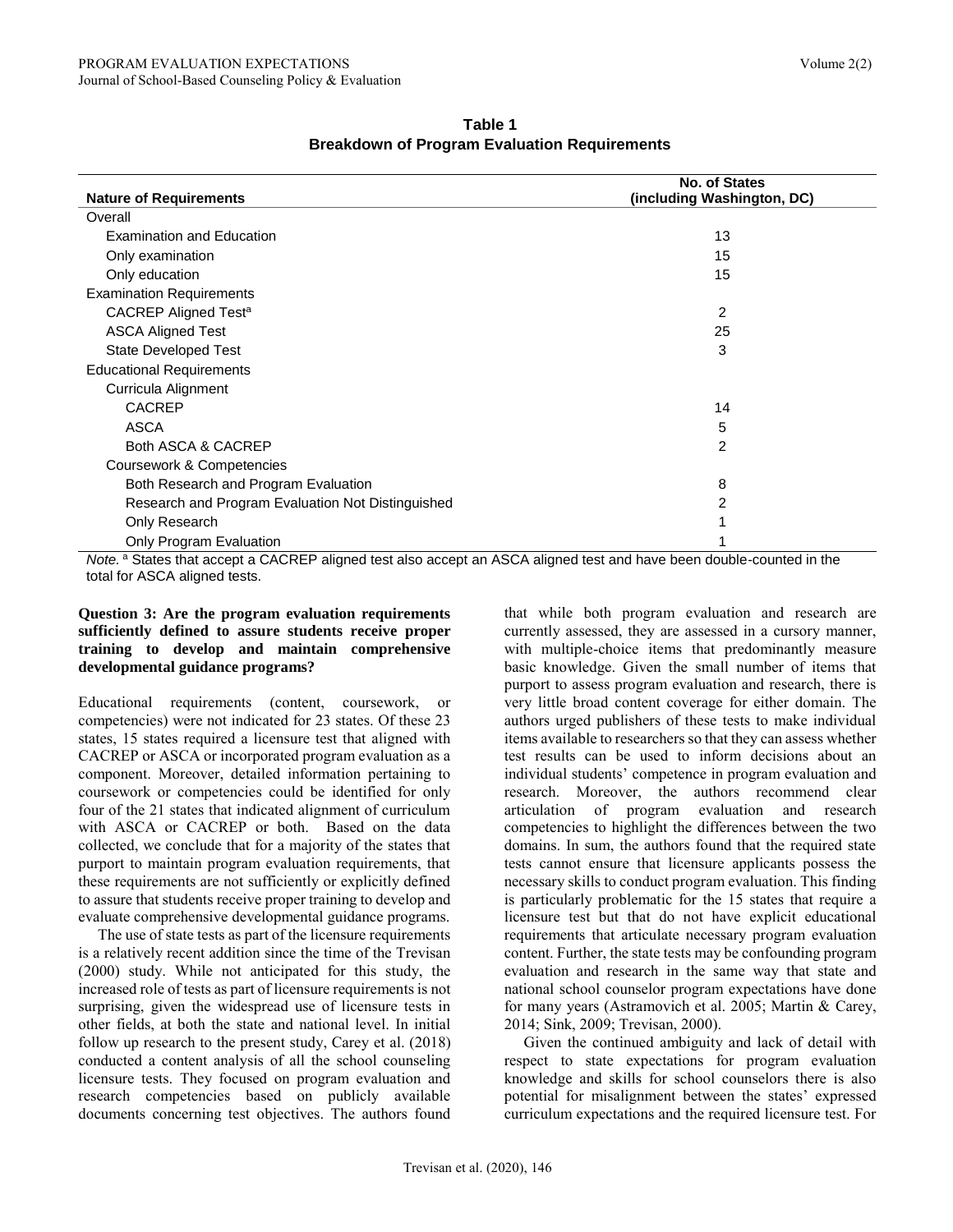**Table 1**
**Breakdown of Program Evaluation Requirements**

| Nature of Requirements | No. of States (including Washington, DC) |
|---|---|
| Overall | |
| Examination and Education | 13 |
| Only examination | 15 |
| Only education | 15 |
| Examination Requirements | |
| CACREP Aligned Test[a] | 2 |
| ASCA Aligned Test | 25 |
| State Developed Test | 3 |
| Educational Requirements | |
| Curricula Alignment | |
| CACREP | 14 |
| ASCA | 5 |
| Both ASCA & CACREP | 2 |
| Coursework & Competencies | |
| Both Research and Program Evaluation | 8 |
| Research and Program Evaluation Not Distinguished | 2 |
| Only Research | 1 |
| Only Program Evaluation | 1 |

*Note.* [a] States that accept a CACREP aligned test also accept an ASCA aligned test and have been double-counted in the total for ASCA aligned tests.

**Question 3: Are the program evaluation requirements sufficiently defined to assure students receive proper training to develop and maintain comprehensive developmental guidance programs?**

Educational requirements (content, coursework, or competencies) were not indicated for 23 states. Of these 23 states, 15 states required a licensure test that aligned with CACREP or ASCA or incorporated program evaluation as a component. Moreover, detailed information pertaining to coursework or competencies could be identified for only four of the 21 states that indicated alignment of curriculum with ASCA or CACREP or both. Based on the data collected, we conclude that for a majority of the states that purport to maintain program evaluation requirements, that these requirements are not sufficiently or explicitly defined to assure that students receive proper training to develop and evaluate comprehensive developmental guidance programs.

The use of state tests as part of the licensure requirements is a relatively recent addition since the time of the Trevisan (2000) study. While not anticipated for this study, the increased role of tests as part of licensure requirements is not surprising, given the widespread use of licensure tests in other fields, at both the state and national level. In initial follow up research to the present study, Carey et al. (2018) conducted a content analysis of all the school counseling licensure tests. They focused on program evaluation and research competencies based on publicly available documents concerning test objectives. The authors found that while both program evaluation and research are currently assessed, they are assessed in a cursory manner, with multiple-choice items that predominantly measure basic knowledge. Given the small number of items that purport to assess program evaluation and research, there is very little broad content coverage for either domain. The authors urged publishers of these tests to make individual items available to researchers so that they can assess whether test results can be used to inform decisions about an individual students' competence in program evaluation and research. Moreover, the authors recommend clear articulation of program evaluation and research competencies to highlight the differences between the two domains. In sum, the authors found that the required state tests cannot ensure that licensure applicants possess the necessary skills to conduct program evaluation. This finding is particularly problematic for the 15 states that require a licensure test but that do not have explicit educational requirements that articulate necessary program evaluation content. Further, the state tests may be confounding program evaluation and research in the same way that state and national school counselor program expectations have done for many years (Astramovich et al. 2005; Martin & Carey, 2014; Sink, 2009; Trevisan, 2000).

Given the continued ambiguity and lack of detail with respect to state expectations for program evaluation knowledge and skills for school counselors there is also potential for misalignment between the states' expressed curriculum expectations and the required licensure test. For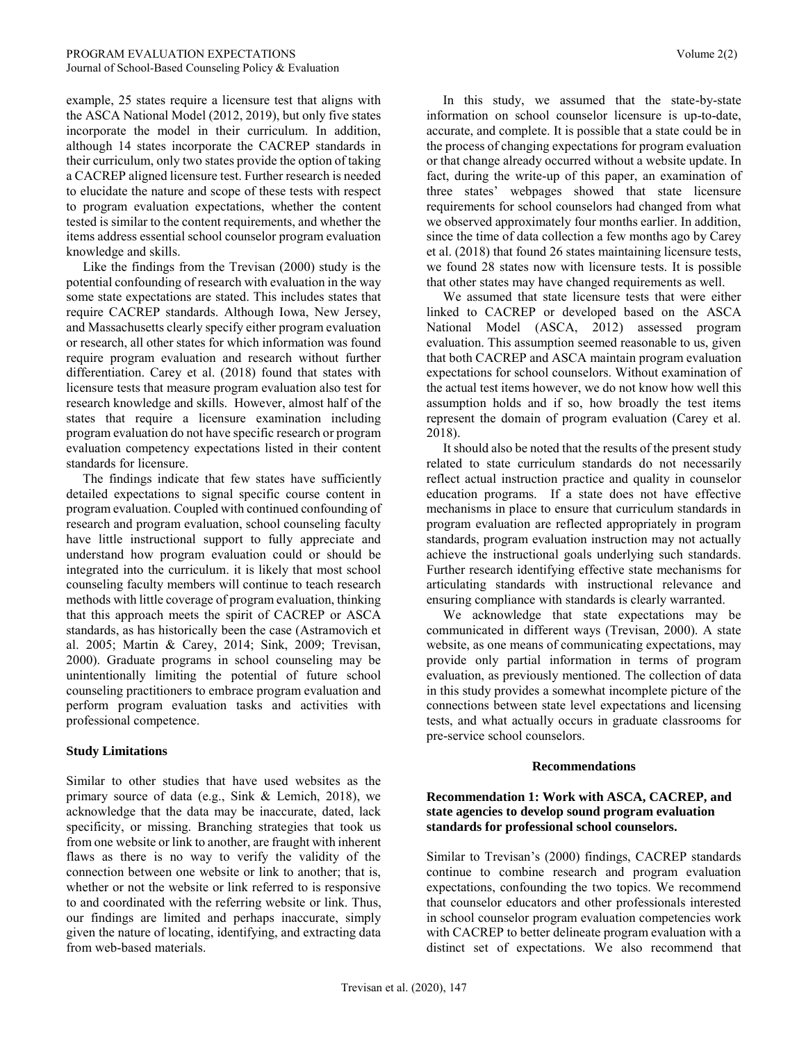example, 25 states require a licensure test that aligns with the ASCA National Model (2012, 2019), but only five states incorporate the model in their curriculum. In addition, although 14 states incorporate the CACREP standards in their curriculum, only two states provide the option of taking a CACREP aligned licensure test. Further research is needed to elucidate the nature and scope of these tests with respect to program evaluation expectations, whether the content tested is similar to the content requirements, and whether the items address essential school counselor program evaluation knowledge and skills.

Like the findings from the Trevisan (2000) study is the potential confounding of research with evaluation in the way some state expectations are stated. This includes states that require CACREP standards. Although Iowa, New Jersey, and Massachusetts clearly specify either program evaluation or research, all other states for which information was found require program evaluation and research without further differentiation. Carey et al. (2018) found that states with licensure tests that measure program evaluation also test for research knowledge and skills. However, almost half of the states that require a licensure examination including program evaluation do not have specific research or program evaluation competency expectations listed in their content standards for licensure.

The findings indicate that few states have sufficiently detailed expectations to signal specific course content in program evaluation. Coupled with continued confounding of research and program evaluation, school counseling faculty have little instructional support to fully appreciate and understand how program evaluation could or should be integrated into the curriculum. it is likely that most school counseling faculty members will continue to teach research methods with little coverage of program evaluation, thinking that this approach meets the spirit of CACREP or ASCA standards, as has historically been the case (Astramovich et al. 2005; Martin & Carey, 2014; Sink, 2009; Trevisan, 2000). Graduate programs in school counseling may be unintentionally limiting the potential of future school counseling practitioners to embrace program evaluation and perform program evaluation tasks and activities with professional competence.

### Study Limitations

Similar to other studies that have used websites as the primary source of data (e.g., Sink & Lemich, 2018), we acknowledge that the data may be inaccurate, dated, lack specificity, or missing. Branching strategies that took us from one website or link to another, are fraught with inherent flaws as there is no way to verify the validity of the connection between one website or link to another; that is, whether or not the website or link referred to is responsive to and coordinated with the referring website or link. Thus, our findings are limited and perhaps inaccurate, simply given the nature of locating, identifying, and extracting data from web-based materials.

In this study, we assumed that the state-by-state information on school counselor licensure is up-to-date, accurate, and complete. It is possible that a state could be in the process of changing expectations for program evaluation or that change already occurred without a website update. In fact, during the write-up of this paper, an examination of three states' webpages showed that state licensure requirements for school counselors had changed from what we observed approximately four months earlier. In addition, since the time of data collection a few months ago by Carey et al. (2018) that found 26 states maintaining licensure tests, we found 28 states now with licensure tests. It is possible that other states may have changed requirements as well.

We assumed that state licensure tests that were either linked to CACREP or developed based on the ASCA National Model (ASCA, 2012) assessed program evaluation. This assumption seemed reasonable to us, given that both CACREP and ASCA maintain program evaluation expectations for school counselors. Without examination of the actual test items however, we do not know how well this assumption holds and if so, how broadly the test items represent the domain of program evaluation (Carey et al. 2018).

It should also be noted that the results of the present study related to state curriculum standards do not necessarily reflect actual instruction practice and quality in counselor education programs. If a state does not have effective mechanisms in place to ensure that curriculum standards in program evaluation are reflected appropriately in program standards, program evaluation instruction may not actually achieve the instructional goals underlying such standards. Further research identifying effective state mechanisms for articulating standards with instructional relevance and ensuring compliance with standards is clearly warranted.

We acknowledge that state expectations may be communicated in different ways (Trevisan, 2000). A state website, as one means of communicating expectations, may provide only partial information in terms of program evaluation, as previously mentioned. The collection of data in this study provides a somewhat incomplete picture of the connections between state level expectations and licensing tests, and what actually occurs in graduate classrooms for pre-service school counselors.

## Recommendations

### Recommendation 1: Work with ASCA, CACREP, and state agencies to develop sound program evaluation standards for professional school counselors.

Similar to Trevisan's (2000) findings, CACREP standards continue to combine research and program evaluation expectations, confounding the two topics. We recommend that counselor educators and other professionals interested in school counselor program evaluation competencies work with CACREP to better delineate program evaluation with a distinct set of expectations. We also recommend that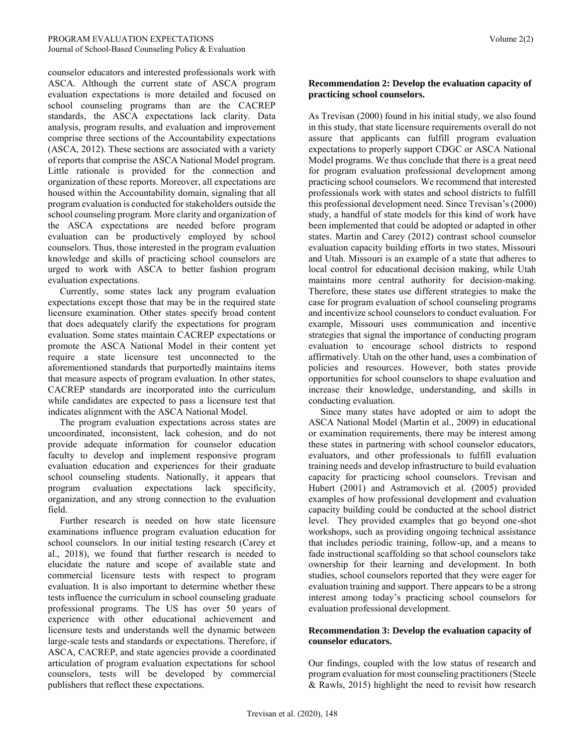counselor educators and interested professionals work with ASCA. Although the current state of ASCA program evaluation expectations is more detailed and focused on school counseling programs than are the CACREP standards, the ASCA expectations lack clarity. Data analysis, program results, and evaluation and improvement comprise three sections of the Accountability expectations (ASCA, 2012). These sections are associated with a variety of reports that comprise the ASCA National Model program. Little rationale is provided for the connection and organization of these reports. Moreover, all expectations are housed within the Accountability domain, signaling that all program evaluation is conducted for stakeholders outside the school counseling program. More clarity and organization of the ASCA expectations are needed before program evaluation can be productively employed by school counselors. Thus, those interested in the program evaluation knowledge and skills of practicing school counselors are urged to work with ASCA to better fashion program evaluation expectations.

Currently, some states lack any program evaluation expectations except those that may be in the required state licensure examination. Other states specify broad content that does adequately clarify the expectations for program evaluation. Some states maintain CACREP expectations or promote the ASCA National Model in their content yet require a state licensure test unconnected to the aforementioned standards that purportedly maintains items that measure aspects of program evaluation. In other states, CACREP standards are incorporated into the curriculum while candidates are expected to pass a licensure test that indicates alignment with the ASCA National Model.

The program evaluation expectations across states are uncoordinated, inconsistent, lack cohesion, and do not provide adequate information for counselor education faculty to develop and implement responsive program evaluation education and experiences for their graduate school counseling students. Nationally, it appears that program evaluation expectations lack specificity, organization, and any strong connection to the evaluation field.

Further research is needed on how state licensure examinations influence program evaluation education for school counselors. In our initial testing research (Carey et al., 2018), we found that further research is needed to elucidate the nature and scope of available state and commercial licensure tests with respect to program evaluation. It is also important to determine whether these tests influence the curriculum in school counseling graduate professional programs. The US has over 50 years of experience with other educational achievement and licensure tests and understands well the dynamic between large-scale tests and standards or expectations. Therefore, if ASCA, CACREP, and state agencies provide a coordinated articulation of program evaluation expectations for school counselors, tests will be developed by commercial publishers that reflect these expectations.

### Recommendation 2: Develop the evaluation capacity of practicing school counselors.

As Trevisan (2000) found in his initial study, we also found in this study, that state licensure requirements overall do not assure that applicants can fulfill program evaluation expectations to properly support CDGC or ASCA National Model programs. We thus conclude that there is a great need for program evaluation professional development among practicing school counselors. We recommend that interested professionals work with states and school districts to fulfill this professional development need. Since Trevisan's (2000) study, a handful of state models for this kind of work have been implemented that could be adopted or adapted in other states. Martin and Carey (2012) contrast school counselor evaluation capacity building efforts in two states, Missouri and Utah. Missouri is an example of a state that adheres to local control for educational decision making, while Utah maintains more central authority for decision-making. Therefore, these states use different strategies to make the case for program evaluation of school counseling programs and incentivize school counselors to conduct evaluation. For example, Missouri uses communication and incentive strategies that signal the importance of conducting program evaluation to encourage school districts to respond affirmatively. Utah on the other hand, uses a combination of policies and resources. However, both states provide opportunities for school counselors to shape evaluation and increase their knowledge, understanding, and skills in conducting evaluation.

Since many states have adopted or aim to adopt the ASCA National Model (Martin et al., 2009) in educational or examination requirements, there may be interest among these states in partnering with school counselor educators, evaluators, and other professionals to fulfill evaluation training needs and develop infrastructure to build evaluation capacity for practicing school counselors. Trevisan and Hubert (2001) and Astramovich et al. (2005) provided examples of how professional development and evaluation capacity building could be conducted at the school district level. They provided examples that go beyond one-shot workshops, such as providing ongoing technical assistance that includes periodic training, follow-up, and a means to fade instructional scaffolding so that school counselors take ownership for their learning and development. In both studies, school counselors reported that they were eager for evaluation training and support. There appears to be a strong interest among today's practicing school counselors for evaluation professional development.

### Recommendation 3: Develop the evaluation capacity of counselor educators.

Our findings, coupled with the low status of research and program evaluation for most counseling practitioners (Steele & Rawls, 2015) highlight the need to revisit how research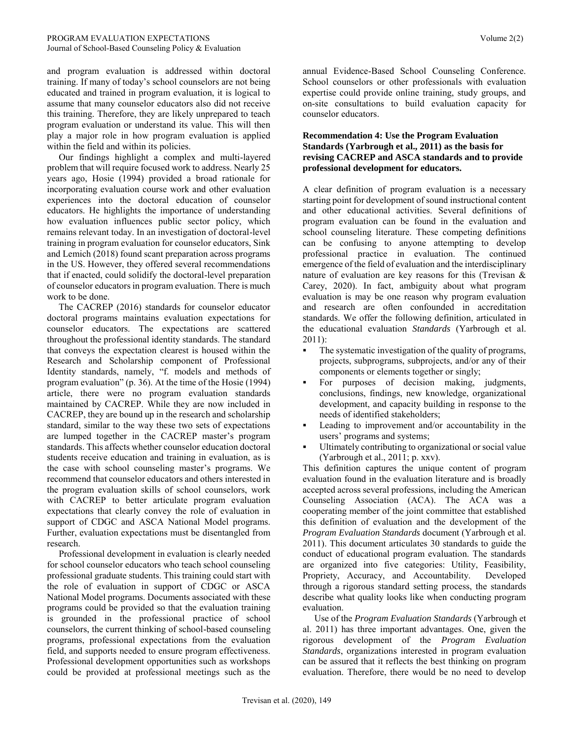and program evaluation is addressed within doctoral training. If many of today's school counselors are not being educated and trained in program evaluation, it is logical to assume that many counselor educators also did not receive this training. Therefore, they are likely unprepared to teach program evaluation or understand its value. This will then play a major role in how program evaluation is applied within the field and within its policies.

Our findings highlight a complex and multi-layered problem that will require focused work to address. Nearly 25 years ago, Hosie (1994) provided a broad rationale for incorporating evaluation course work and other evaluation experiences into the doctoral education of counselor educators. He highlights the importance of understanding how evaluation influences public sector policy, which remains relevant today. In an investigation of doctoral-level training in program evaluation for counselor educators, Sink and Lemich (2018) found scant preparation across programs in the US. However, they offered several recommendations that if enacted, could solidify the doctoral-level preparation of counselor educators in program evaluation. There is much work to be done.

The CACREP (2016) standards for counselor educator doctoral programs maintains evaluation expectations for counselor educators. The expectations are scattered throughout the professional identity standards. The standard that conveys the expectation clearest is housed within the Research and Scholarship component of Professional Identity standards, namely, "f. models and methods of program evaluation" (p. 36). At the time of the Hosie (1994) article, there were no program evaluation standards maintained by CACREP. While they are now included in CACREP, they are bound up in the research and scholarship standard, similar to the way these two sets of expectations are lumped together in the CACREP master's program standards. This affects whether counselor education doctoral students receive education and training in evaluation, as is the case with school counseling master's programs. We recommend that counselor educators and others interested in the program evaluation skills of school counselors, work with CACREP to better articulate program evaluation expectations that clearly convey the role of evaluation in support of CDGC and ASCA National Model programs. Further, evaluation expectations must be disentangled from research.

Professional development in evaluation is clearly needed for school counselor educators who teach school counseling professional graduate students. This training could start with the role of evaluation in support of CDGC or ASCA National Model programs. Documents associated with these programs could be provided so that the evaluation training is grounded in the professional practice of school counselors, the current thinking of school-based counseling programs, professional expectations from the evaluation field, and supports needed to ensure program effectiveness. Professional development opportunities such as workshops could be provided at professional meetings such as the annual Evidence-Based School Counseling Conference. School counselors or other professionals with evaluation expertise could provide online training, study groups, and on-site consultations to build evaluation capacity for counselor educators.

**Recommendation 4: Use the Program Evaluation Standards (Yarbrough et al., 2011) as the basis for revising CACREP and ASCA standards and to provide professional development for educators.**

A clear definition of program evaluation is a necessary starting point for development of sound instructional content and other educational activities. Several definitions of program evaluation can be found in the evaluation and school counseling literature. These competing definitions can be confusing to anyone attempting to develop professional practice in evaluation. The continued emergence of the field of evaluation and the interdisciplinary nature of evaluation are key reasons for this (Trevisan & Carey, 2020). In fact, ambiguity about what program evaluation is may be one reason why program evaluation and research are often confounded in accreditation standards. We offer the following definition, articulated in the educational evaluation *Standards* (Yarbrough et al. 2011):

- The systematic investigation of the quality of programs, projects, subprograms, subprojects, and/or any of their components or elements together or singly;
- For purposes of decision making, judgments, conclusions, findings, new knowledge, organizational development, and capacity building in response to the needs of identified stakeholders;
- Leading to improvement and/or accountability in the users' programs and systems;
- Ultimately contributing to organizational or social value (Yarbrough et al., 2011; p. xxv).

This definition captures the unique content of program evaluation found in the evaluation literature and is broadly accepted across several professions, including the American Counseling Association (ACA). The ACA was a cooperating member of the joint committee that established this definition of evaluation and the development of the *Program Evaluation Standards* document (Yarbrough et al. 2011). This document articulates 30 standards to guide the conduct of educational program evaluation. The standards are organized into five categories: Utility, Feasibility, Propriety, Accuracy, and Accountability. Developed through a rigorous standard setting process, the standards describe what quality looks like when conducting program evaluation.

Use of the *Program Evaluation Standards* (Yarbrough et al. 2011) has three important advantages. One, given the rigorous development of the *Program Evaluation Standards*, organizations interested in program evaluation can be assured that it reflects the best thinking on program evaluation. Therefore, there would be no need to develop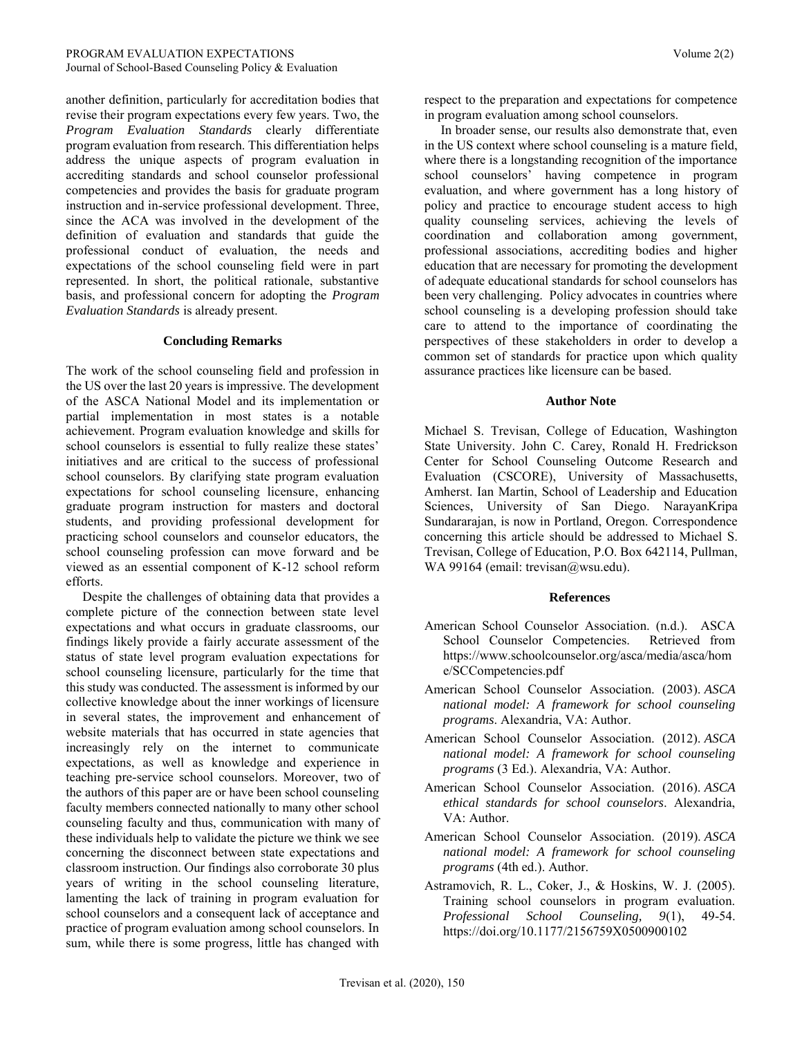another definition, particularly for accreditation bodies that revise their program expectations every few years. Two, the *Program Evaluation Standards* clearly differentiate program evaluation from research. This differentiation helps address the unique aspects of program evaluation in accrediting standards and school counselor professional competencies and provides the basis for graduate program instruction and in-service professional development. Three, since the ACA was involved in the development of the definition of evaluation and standards that guide the professional conduct of evaluation, the needs and expectations of the school counseling field were in part represented. In short, the political rationale, substantive basis, and professional concern for adopting the *Program Evaluation Standards* is already present.

## Concluding Remarks

The work of the school counseling field and profession in the US over the last 20 years is impressive. The development of the ASCA National Model and its implementation or partial implementation in most states is a notable achievement. Program evaluation knowledge and skills for school counselors is essential to fully realize these states' initiatives and are critical to the success of professional school counselors. By clarifying state program evaluation expectations for school counseling licensure, enhancing graduate program instruction for masters and doctoral students, and providing professional development for practicing school counselors and counselor educators, the school counseling profession can move forward and be viewed as an essential component of K-12 school reform efforts.

Despite the challenges of obtaining data that provides a complete picture of the connection between state level expectations and what occurs in graduate classrooms, our findings likely provide a fairly accurate assessment of the status of state level program evaluation expectations for school counseling licensure, particularly for the time that this study was conducted. The assessment is informed by our collective knowledge about the inner workings of licensure in several states, the improvement and enhancement of website materials that has occurred in state agencies that increasingly rely on the internet to communicate expectations, as well as knowledge and experience in teaching pre-service school counselors. Moreover, two of the authors of this paper are or have been school counseling faculty members connected nationally to many other school counseling faculty and thus, communication with many of these individuals help to validate the picture we think we see concerning the disconnect between state expectations and classroom instruction. Our findings also corroborate 30 plus years of writing in the school counseling literature, lamenting the lack of training in program evaluation for school counselors and a consequent lack of acceptance and practice of program evaluation among school counselors. In sum, while there is some progress, little has changed with respect to the preparation and expectations for competence in program evaluation among school counselors.

In broader sense, our results also demonstrate that, even in the US context where school counseling is a mature field, where there is a longstanding recognition of the importance school counselors' having competence in program evaluation, and where government has a long history of policy and practice to encourage student access to high quality counseling services, achieving the levels of coordination and collaboration among government, professional associations, accrediting bodies and higher education that are necessary for promoting the development of adequate educational standards for school counselors has been very challenging. Policy advocates in countries where school counseling is a developing profession should take care to attend to the importance of coordinating the perspectives of these stakeholders in order to develop a common set of standards for practice upon which quality assurance practices like licensure can be based.

## Author Note

Michael S. Trevisan, College of Education, Washington State University. John C. Carey, Ronald H. Fredrickson Center for School Counseling Outcome Research and Evaluation (CSCORE), University of Massachusetts, Amherst. Ian Martin, School of Leadership and Education Sciences, University of San Diego. NarayanKripa Sundararajan, is now in Portland, Oregon. Correspondence concerning this article should be addressed to Michael S. Trevisan, College of Education, P.O. Box 642114, Pullman, WA 99164 (email: trevisan@wsu.edu).

## References

American School Counselor Association. (n.d.). ASCA School Counselor Competencies. Retrieved from https://www.schoolcounselor.org/asca/media/asca/home/SCCompetencies.pdf

American School Counselor Association. (2003). *ASCA national model: A framework for school counseling programs*. Alexandria, VA: Author.

American School Counselor Association. (2012). *ASCA national model: A framework for school counseling programs* (3 Ed.). Alexandria, VA: Author.

American School Counselor Association. (2016). *ASCA ethical standards for school counselors*. Alexandria, VA: Author.

American School Counselor Association. (2019). *ASCA national model: A framework for school counseling programs* (4th ed.). Author.

Astramovich, R. L., Coker, J., & Hoskins, W. J. (2005). Training school counselors in program evaluation. *Professional School Counseling, 9*(1), 49-54. https://doi.org/10.1177/2156759X0500900102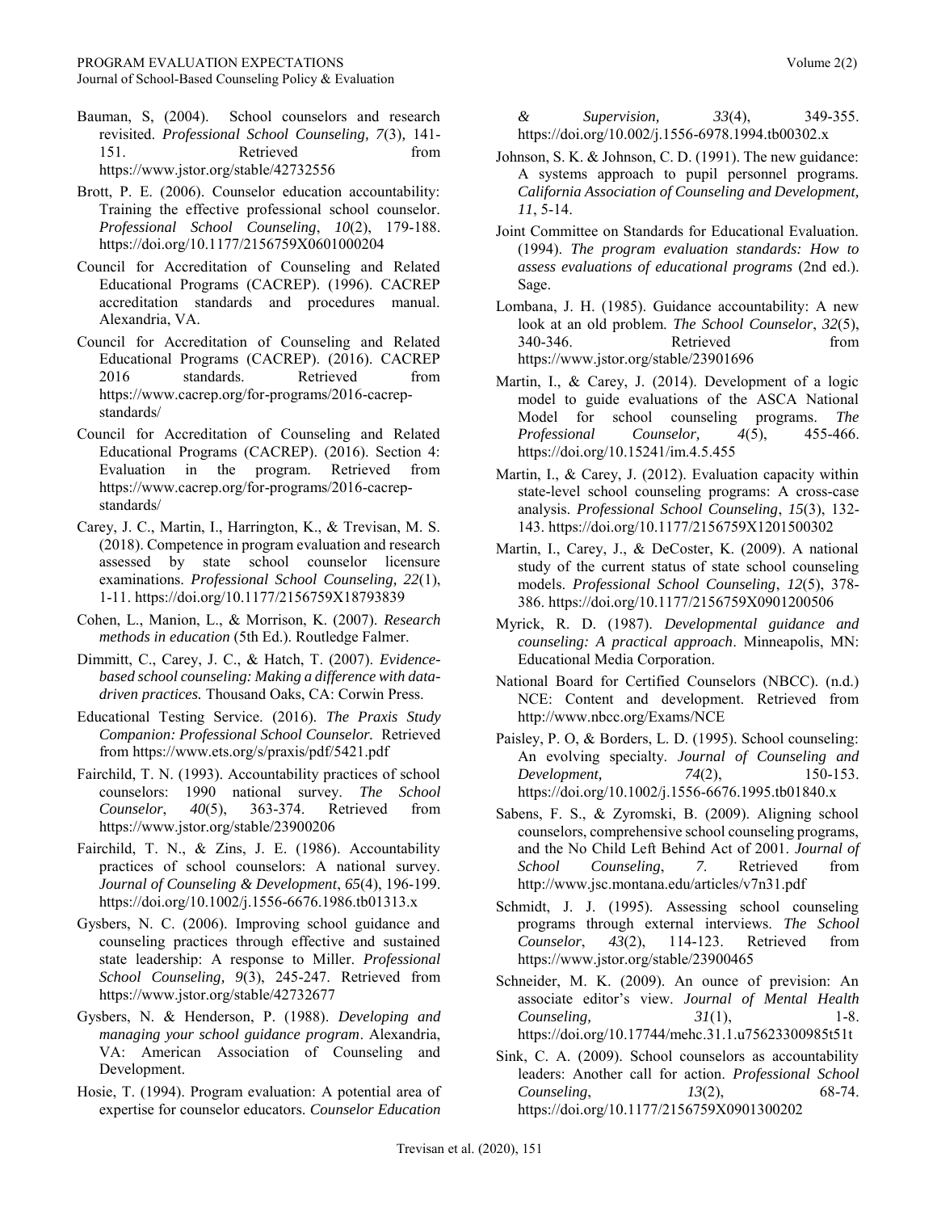Bauman, S, (2004). School counselors and research revisited. *Professional School Counseling, 7*(3), 141-151. Retrieved from https://www.jstor.org/stable/42732556

Brott, P. E. (2006). Counselor education accountability: Training the effective professional school counselor. *Professional School Counseling*, *10*(2), 179-188. https://doi.org/10.1177/2156759X0601000204

Council for Accreditation of Counseling and Related Educational Programs (CACREP). (1996). CACREP accreditation standards and procedures manual. Alexandria, VA.

Council for Accreditation of Counseling and Related Educational Programs (CACREP). (2016). CACREP 2016 standards. Retrieved from https://www.cacrep.org/for-programs/2016-cacrep-standards/

Council for Accreditation of Counseling and Related Educational Programs (CACREP). (2016). Section 4: Evaluation in the program. Retrieved from https://www.cacrep.org/for-programs/2016-cacrep-standards/

Carey, J. C., Martin, I., Harrington, K., & Trevisan, M. S. (2018). Competence in program evaluation and research assessed by state school counselor licensure examinations. *Professional School Counseling, 22*(1), 1-11. https://doi.org/10.1177/2156759X18793839

Cohen, L., Manion, L., & Morrison, K. (2007). *Research methods in education* (5th Ed.). Routledge Falmer.

Dimmitt, C., Carey, J. C., & Hatch, T. (2007). *Evidence-based school counseling: Making a difference with data-driven practices.* Thousand Oaks, CA: Corwin Press.

Educational Testing Service. (2016). *The Praxis Study Companion: Professional School Counselor.* Retrieved from https://www.ets.org/s/praxis/pdf/5421.pdf

Fairchild, T. N. (1993). Accountability practices of school counselors: 1990 national survey. *The School Counselor*, *40*(5), 363-374. Retrieved from https://www.jstor.org/stable/23900206

Fairchild, T. N., & Zins, J. E. (1986). Accountability practices of school counselors: A national survey. *Journal of Counseling & Development*, *65*(4), 196-199. https://doi.org/10.1002/j.1556-6676.1986.tb01313.x

Gysbers, N. C. (2006). Improving school guidance and counseling practices through effective and sustained state leadership: A response to Miller. *Professional School Counseling, 9*(3), 245-247. Retrieved from https://www.jstor.org/stable/42732677

Gysbers, N. & Henderson, P. (1988). *Developing and managing your school guidance program*. Alexandria, VA: American Association of Counseling and Development.

Hosie, T. (1994). Program evaluation: A potential area of expertise for counselor educators. *Counselor Education & Supervision, 33*(4), 349-355. https://doi.org/10.002/j.1556-6978.1994.tb00302.x

Johnson, S. K. & Johnson, C. D. (1991). The new guidance: A systems approach to pupil personnel programs. *California Association of Counseling and Development, 11*, 5-14.

Joint Committee on Standards for Educational Evaluation. (1994). *The program evaluation standards: How to assess evaluations of educational programs* (2nd ed.). Sage.

Lombana, J. H. (1985). Guidance accountability: A new look at an old problem. *The School Counselor*, *32*(5), 340-346. Retrieved from https://www.jstor.org/stable/23901696

Martin, I., & Carey, J. (2014). Development of a logic model to guide evaluations of the ASCA National Model for school counseling programs. *The Professional Counselor, 4*(5), 455-466. https://doi.org/10.15241/im.4.5.455

Martin, I., & Carey, J. (2012). Evaluation capacity within state-level school counseling programs: A cross-case analysis. *Professional School Counseling*, *15*(3), 132-143. https://doi.org/10.1177/2156759X1201500302

Martin, I., Carey, J., & DeCoster, K. (2009). A national study of the current status of state school counseling models. *Professional School Counseling*, *12*(5), 378-386. https://doi.org/10.1177/2156759X0901200506

Myrick, R. D. (1987). *Developmental guidance and counseling: A practical approach*. Minneapolis, MN: Educational Media Corporation.

National Board for Certified Counselors (NBCC). (n.d.) NCE: Content and development. Retrieved from http://www.nbcc.org/Exams/NCE

Paisley, P. O, & Borders, L. D. (1995). School counseling: An evolving specialty. *Journal of Counseling and Development, 74*(2), 150-153. https://doi.org/10.1002/j.1556-6676.1995.tb01840.x

Sabens, F. S., & Zyromski, B. (2009). Aligning school counselors, comprehensive school counseling programs, and the No Child Left Behind Act of 2001. *Journal of School Counseling*, *7*. Retrieved from http://www.jsc.montana.edu/articles/v7n31.pdf

Schmidt, J. J. (1995). Assessing school counseling programs through external interviews. *The School Counselor*, *43*(2), 114-123. Retrieved from https://www.jstor.org/stable/23900465

Schneider, M. K. (2009). An ounce of prevision: An associate editor's view. *Journal of Mental Health Counseling, 31*(1), 1-8. https://doi.org/10.17744/mehc.31.1.u75623300985t51t

Sink, C. A. (2009). School counselors as accountability leaders: Another call for action. *Professional School Counseling*, *13*(2), 68-74. https://doi.org/10.1177/2156759X0901300202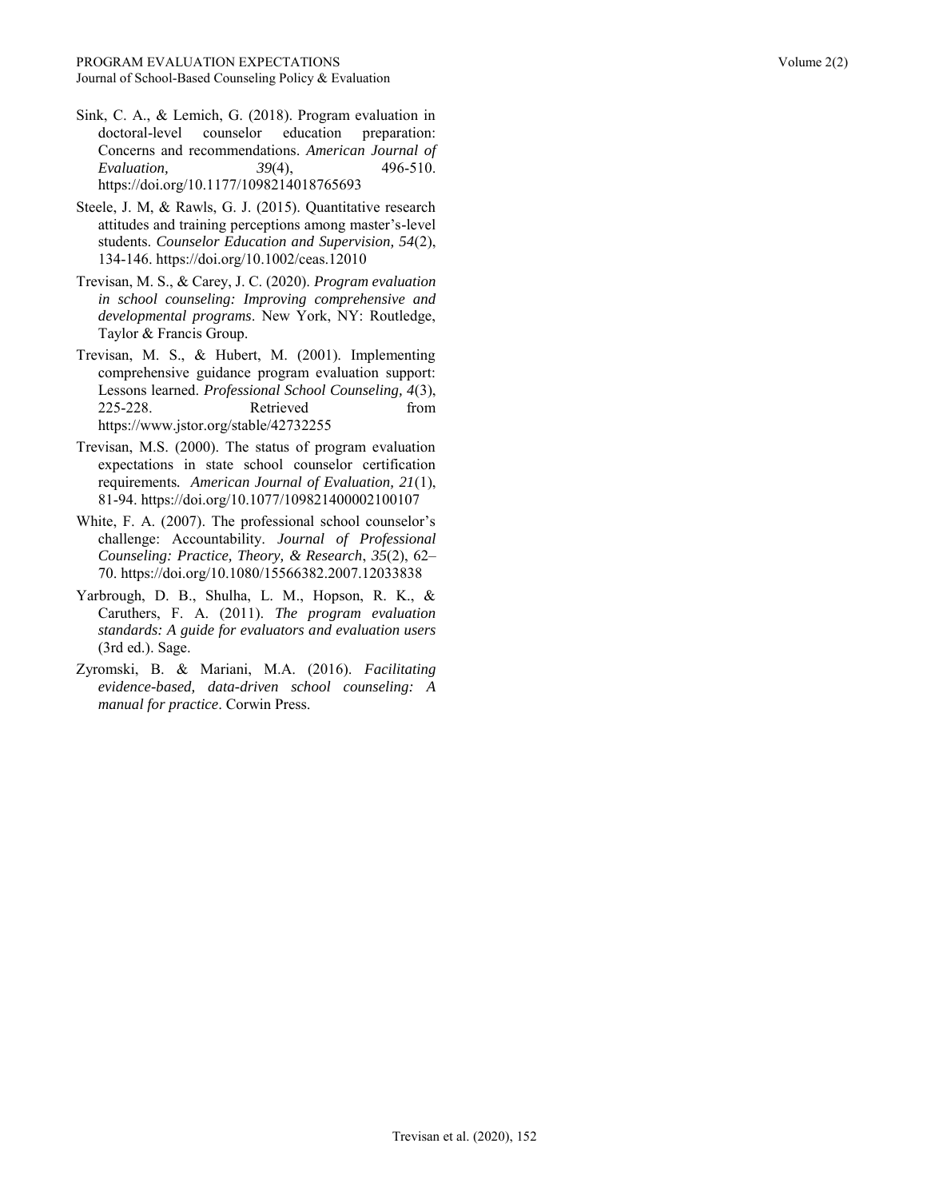Sink, C. A., & Lemich, G. (2018). Program evaluation in doctoral-level counselor education preparation: Concerns and recommendations. *American Journal of Evaluation, 39*(4), 496-510. https://doi.org/10.1177/1098214018765693

Steele, J. M, & Rawls, G. J. (2015). Quantitative research attitudes and training perceptions among master's-level students. *Counselor Education and Supervision, 54*(2), 134-146. https://doi.org/10.1002/ceas.12010

Trevisan, M. S., & Carey, J. C. (2020). *Program evaluation in school counseling: Improving comprehensive and developmental programs*. New York, NY: Routledge, Taylor & Francis Group.

Trevisan, M. S., & Hubert, M. (2001). Implementing comprehensive guidance program evaluation support: Lessons learned. *Professional School Counseling, 4*(3), 225-228. Retrieved from https://www.jstor.org/stable/42732255

Trevisan, M.S. (2000). The status of program evaluation expectations in state school counselor certification requirements*. American Journal of Evaluation, 21*(1), 81-94. https://doi.org/10.1077/109821400002100107

White, F. A. (2007). The professional school counselor's challenge: Accountability. *Journal of Professional Counseling: Practice, Theory, & Research*, *35*(2), 62–70. https://doi.org/10.1080/15566382.2007.12033838

Yarbrough, D. B., Shulha, L. M., Hopson, R. K., & Caruthers, F. A. (2011). *The program evaluation standards: A guide for evaluators and evaluation users* (3rd ed.). Sage.

Zyromski, B. & Mariani, M.A. (2016). *Facilitating evidence-based, data-driven school counseling: A manual for practice*. Corwin Press.